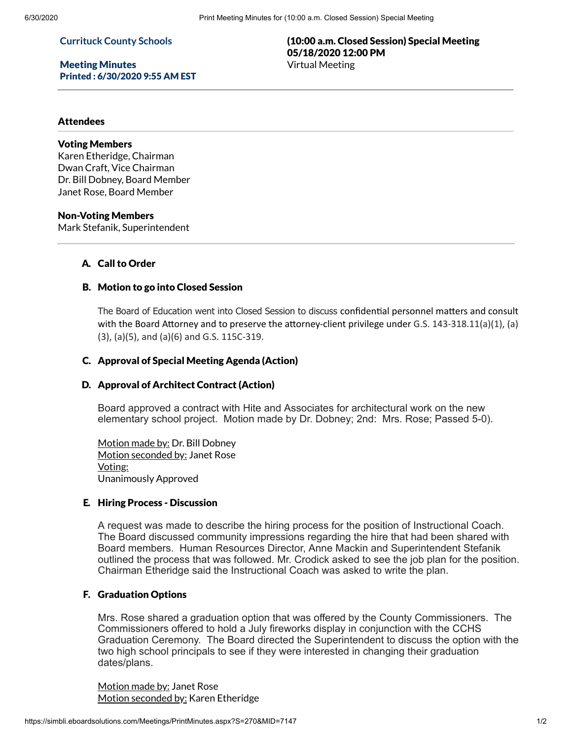**Currituck County Schools**

**Meeting Minutes**
**Printed : 6/30/2020 9:55 AM EST**

**(10:00 a.m. Closed Session) Special Meeting**
**05/18/2020 12:00 PM**
Virtual Meeting

---

### Attendees

---

**Voting Members**
Karen Etheridge, Chairman
Dwan Craft, Vice Chairman
Dr. Bill Dobney, Board Member
Janet Rose, Board Member

**Non-Voting Members**
Mark Stefanik, Superintendent

---

### A. Call to Order

### B. Motion to go into Closed Session

The Board of Education went into Closed Session to discuss confidential personnel matters and consult with the Board Attorney and to preserve the attorney-client privilege under G.S. 143-318.11(a)(1), (a)(3), (a)(5), and (a)(6) and G.S. 115C-319.

### C. Approval of Special Meeting Agenda (Action)

### D. Approval of Architect Contract (Action)

Board approved a contract with Hite and Associates for architectural work on the new elementary school project. Motion made by Dr. Dobney; 2nd: Mrs. Rose; Passed 5-0).

Motion made by: Dr. Bill Dobney
Motion seconded by: Janet Rose
Voting:
Unanimously Approved

### E. Hiring Process - Discussion

A request was made to describe the hiring process for the position of Instructional Coach. The Board discussed community impressions regarding the hire that had been shared with Board members. Human Resources Director, Anne Mackin and Superintendent Stefanik outlined the process that was followed. Mr. Crodick asked to see the job plan for the position. Chairman Etheridge said the Instructional Coach was asked to write the plan.

### F. Graduation Options

Mrs. Rose shared a graduation option that was offered by the County Commissioners. The Commissioners offered to hold a July fireworks display in conjunction with the CCHS Graduation Ceremony. The Board directed the Superintendent to discuss the option with the two high school principals to see if they were interested in changing their graduation dates/plans.

Motion made by: Janet Rose
Motion seconded by: Karen Etheridge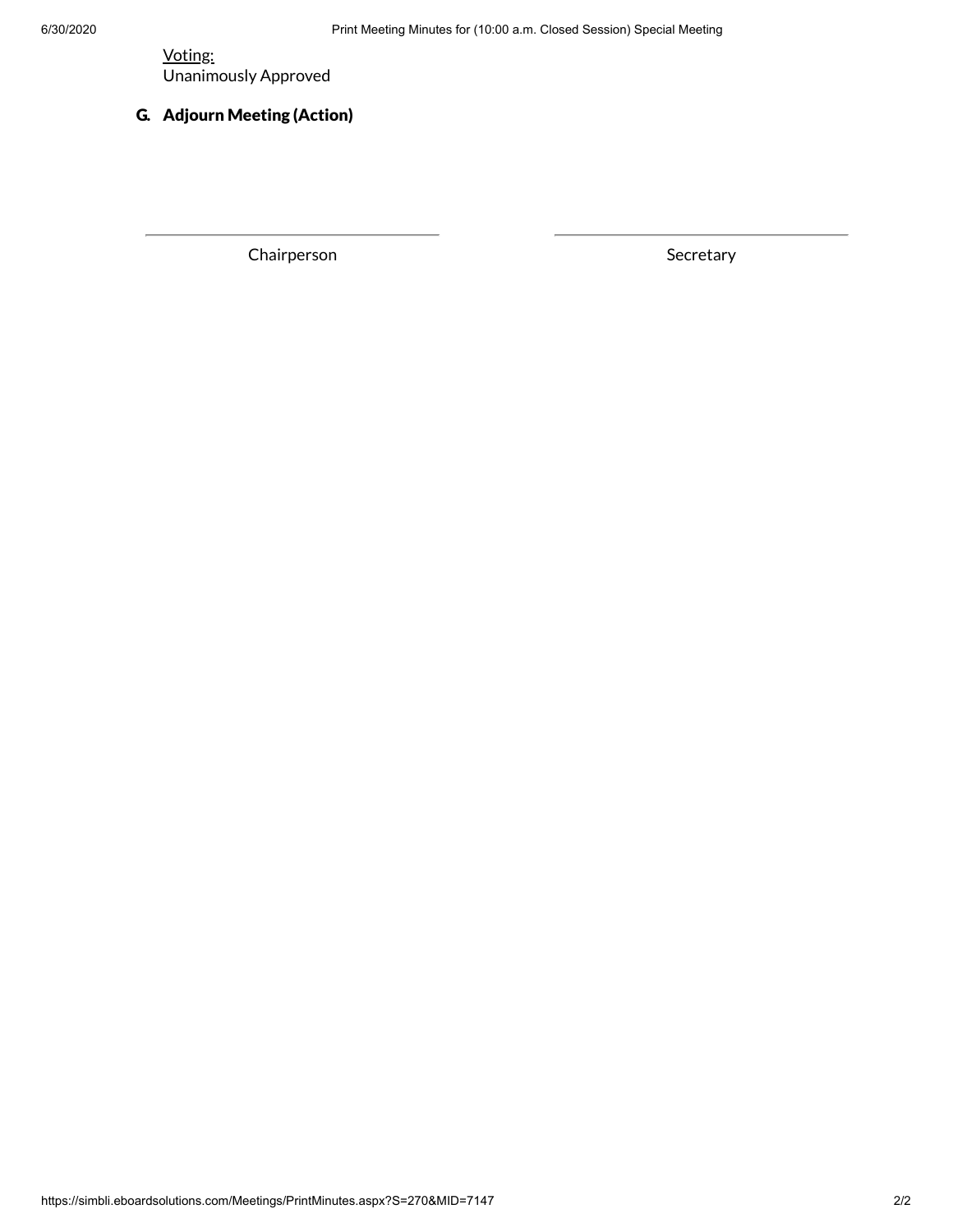Voting:
Unanimously Approved

### G. Adjourn Meeting (Action)

| | |
|---|---|
| Chairperson | Secretary |